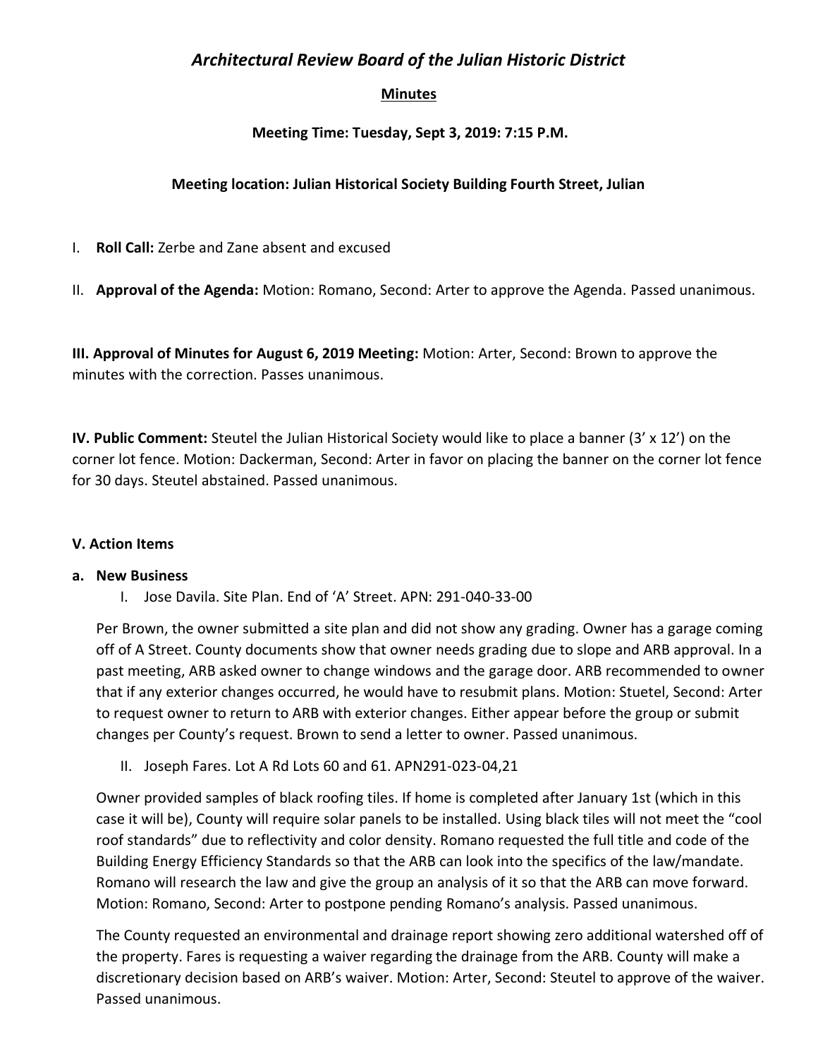# *Architectural Review Board of the Julian Historic District*

**Minutes**

**Meeting Time: Tuesday, Sept 3, 2019: 7:15 P.M.**

**Meeting location: Julian Historical Society Building Fourth Street, Julian**

I. **Roll Call:** Zerbe and Zane absent and excused

II. **Approval of the Agenda:** Motion: Romano, Second: Arter to approve the Agenda. Passed unanimous.

**III. Approval of Minutes for August 6, 2019 Meeting:** Motion: Arter, Second: Brown to approve the minutes with the correction. Passes unanimous.

**IV. Public Comment:** Steutel the Julian Historical Society would like to place a banner (3' x 12') on the corner lot fence. Motion: Dackerman, Second: Arter in favor on placing the banner on the corner lot fence for 30 days. Steutel abstained. Passed unanimous.

**V. Action Items**

**a. New Business**

I. Jose Davila. Site Plan. End of 'A' Street. APN: 291-040-33-00

Per Brown, the owner submitted a site plan and did not show any grading. Owner has a garage coming off of A Street. County documents show that owner needs grading due to slope and ARB approval. In a past meeting, ARB asked owner to change windows and the garage door. ARB recommended to owner that if any exterior changes occurred, he would have to resubmit plans. Motion: Stuetel, Second: Arter to request owner to return to ARB with exterior changes. Either appear before the group or submit changes per County's request. Brown to send a letter to owner. Passed unanimous.

II. Joseph Fares. Lot A Rd Lots 60 and 61. APN291-023-04,21

Owner provided samples of black roofing tiles. If home is completed after January 1st (which in this case it will be), County will require solar panels to be installed. Using black tiles will not meet the "cool roof standards" due to reflectivity and color density. Romano requested the full title and code of the Building Energy Efficiency Standards so that the ARB can look into the specifics of the law/mandate. Romano will research the law and give the group an analysis of it so that the ARB can move forward. Motion: Romano, Second: Arter to postpone pending Romano's analysis. Passed unanimous.

The County requested an environmental and drainage report showing zero additional watershed off of the property. Fares is requesting a waiver regarding the drainage from the ARB. County will make a discretionary decision based on ARB's waiver. Motion: Arter, Second: Steutel to approve of the waiver. Passed unanimous.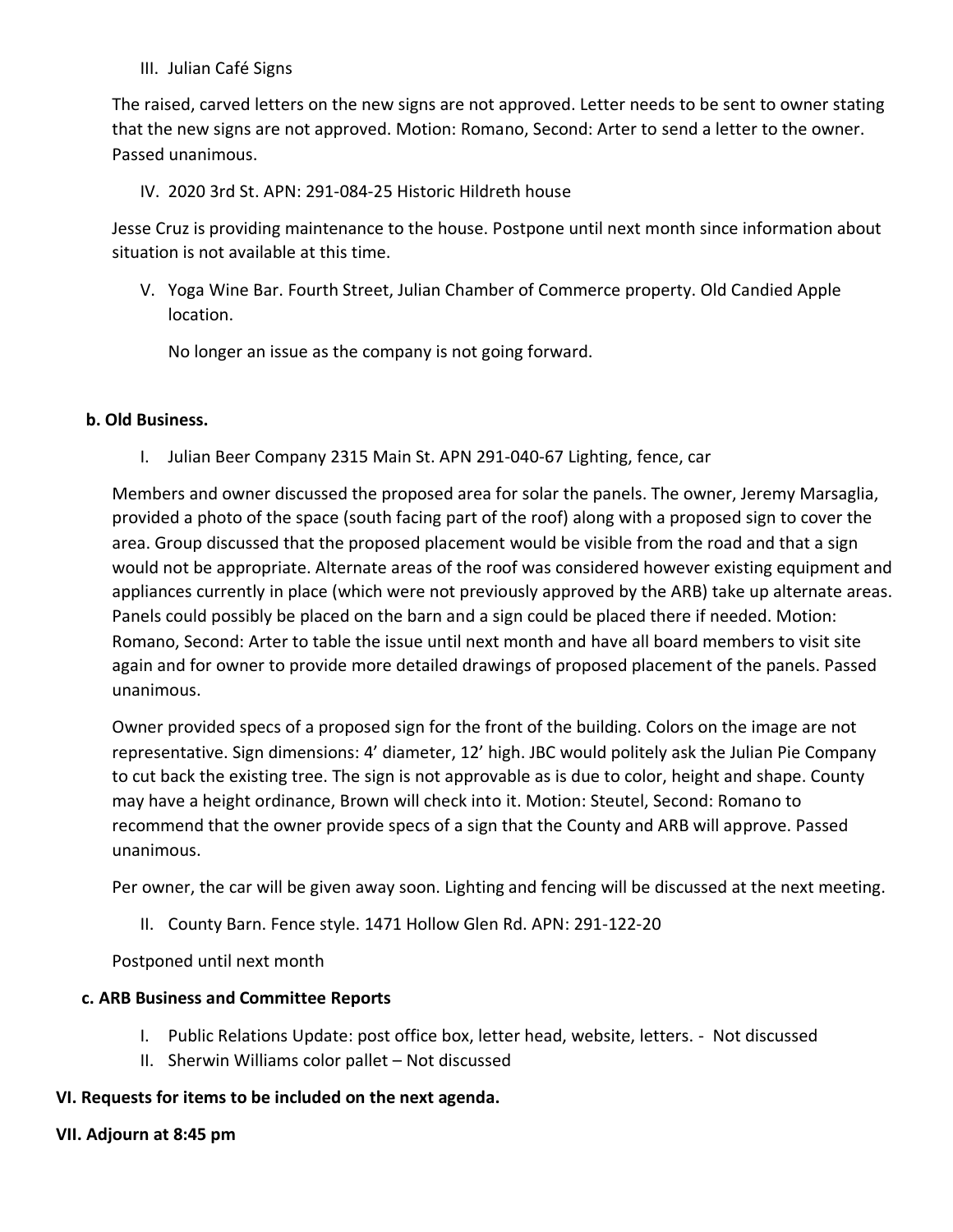III. Julian Café Signs

The raised, carved letters on the new signs are not approved. Letter needs to be sent to owner stating that the new signs are not approved. Motion: Romano, Second: Arter to send a letter to the owner. Passed unanimous.

IV. 2020 3rd St. APN: 291-084-25 Historic Hildreth house

Jesse Cruz is providing maintenance to the house. Postpone until next month since information about situation is not available at this time.

V. Yoga Wine Bar. Fourth Street, Julian Chamber of Commerce property. Old Candied Apple location.

No longer an issue as the company is not going forward.

**b. Old Business.**

I. Julian Beer Company 2315 Main St. APN 291-040-67 Lighting, fence, car

Members and owner discussed the proposed area for solar the panels. The owner, Jeremy Marsaglia, provided a photo of the space (south facing part of the roof) along with a proposed sign to cover the area. Group discussed that the proposed placement would be visible from the road and that a sign would not be appropriate. Alternate areas of the roof was considered however existing equipment and appliances currently in place (which were not previously approved by the ARB) take up alternate areas. Panels could possibly be placed on the barn and a sign could be placed there if needed. Motion: Romano, Second: Arter to table the issue until next month and have all board members to visit site again and for owner to provide more detailed drawings of proposed placement of the panels. Passed unanimous.

Owner provided specs of a proposed sign for the front of the building. Colors on the image are not representative. Sign dimensions: 4' diameter, 12' high. JBC would politely ask the Julian Pie Company to cut back the existing tree. The sign is not approvable as is due to color, height and shape. County may have a height ordinance, Brown will check into it. Motion: Steutel, Second: Romano to recommend that the owner provide specs of a sign that the County and ARB will approve. Passed unanimous.

Per owner, the car will be given away soon. Lighting and fencing will be discussed at the next meeting.

II. County Barn. Fence style. 1471 Hollow Glen Rd. APN: 291-122-20

Postponed until next month

**c. ARB Business and Committee Reports**

I. Public Relations Update: post office box, letter head, website, letters. - Not discussed
II. Sherwin Williams color pallet – Not discussed

**VI. Requests for items to be included on the next agenda.**

**VII. Adjourn at 8:45 pm**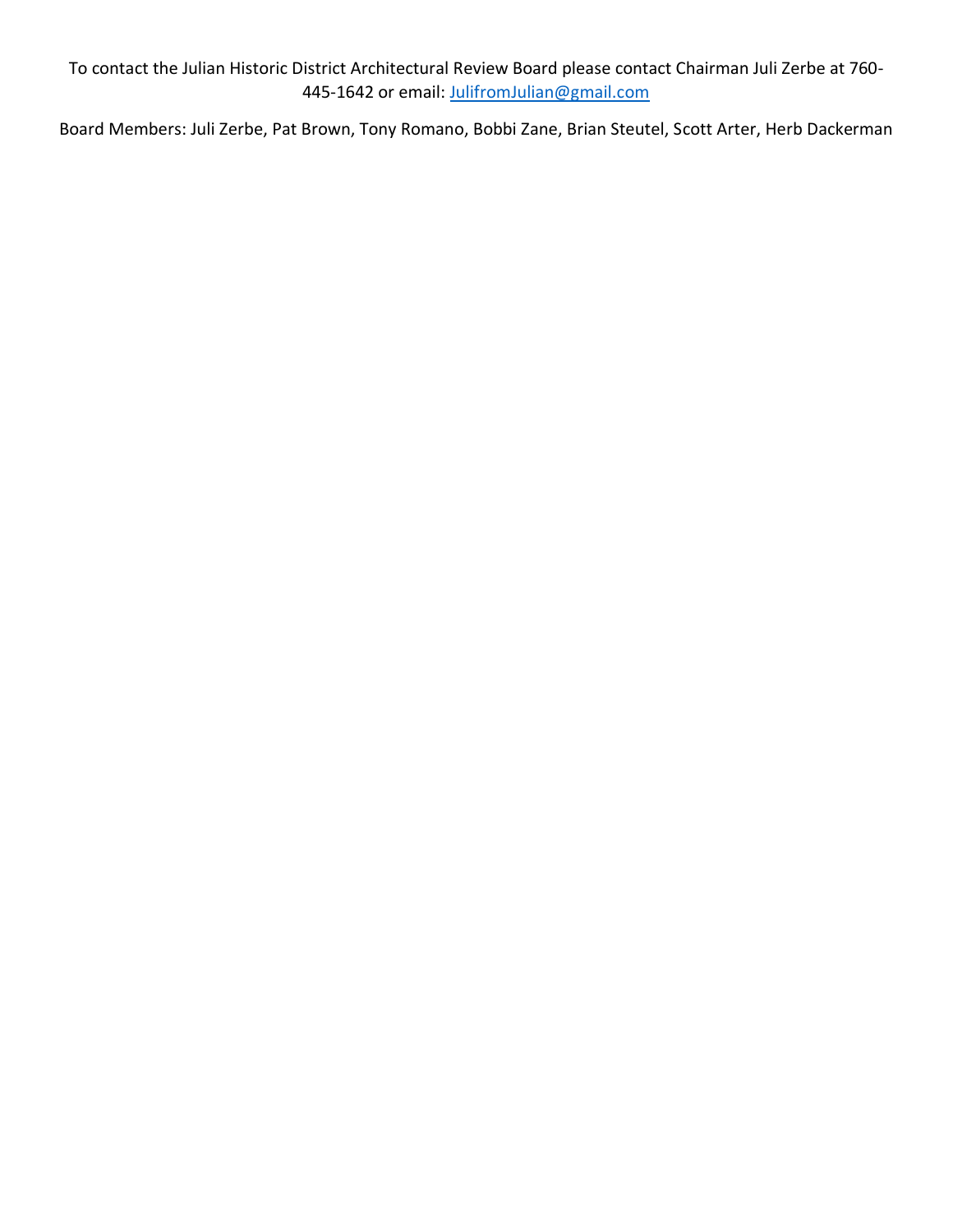To contact the Julian Historic District Architectural Review Board please contact Chairman Juli Zerbe at 760-445-1642 or email: [JulifromJulian@gmail.com](mailto:JulifromJulian@gmail.com)

Board Members: Juli Zerbe, Pat Brown, Tony Romano, Bobbi Zane, Brian Steutel, Scott Arter, Herb Dackerman